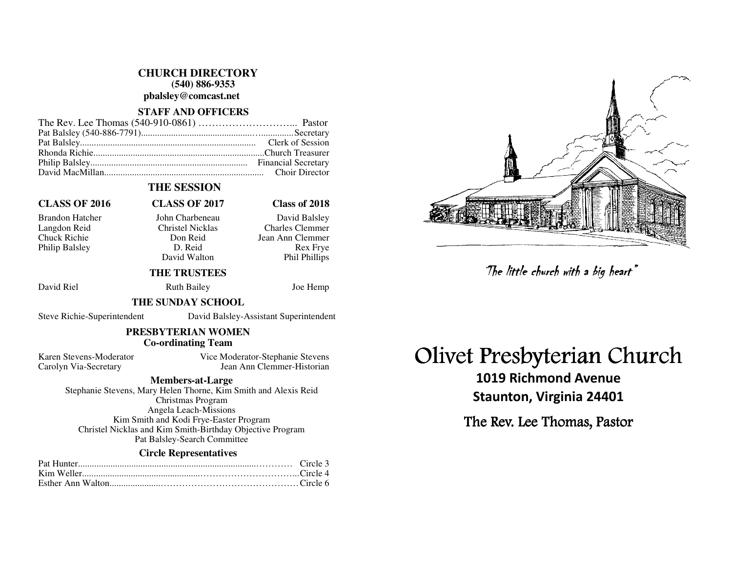## CHURCH DIRECTORY

**(540) 886-9353**

**pbalsley@comcast.net**

### STAFF AND OFFICERS

The Rev. Lee Thomas (540-910-0861) ………………………... Pastor
Pat Balsley (540-886-7791)........................................................Secretary
Pat Balsley........................................................................ Clerk of Session
Rhonda Richie.........................................................................Church Treasurer
Philip Balsley.................................................................. Financial Secretary
David MacMillan.................................................................. Choir Director

### THE SESSION

| CLASS OF 2016 | CLASS OF 2017 | Class of 2018 |
|---|---|---|
| Brandon Hatcher | John Charbeneau | David Balsley |
| Langdon Reid | Christel Nicklas | Charles Clemmer |
| Chuck Richie | Don Reid | Jean Ann Clemmer |
| Philip Balsley | D. Reid | Rex Frye |
| | David Walton | Phil Phillips |

### THE TRUSTEES

David Riel    Ruth Bailey    Joe Hemp

### THE SUNDAY SCHOOL

Steve Richie-Superintendent    David Balsley-Assistant Superintendent

### PRESBYTERIAN WOMEN

**Co-ordinating Team**

Karen Stevens-Moderator    Vice Moderator-Stephanie Stevens
Carolyn Via-Secretary    Jean Ann Clemmer-Historian

**Members-at-Large**

Stephanie Stevens, Mary Helen Thorne, Kim Smith and Alexis Reid
Christmas Program
Angela Leach-Missions
Kim Smith and Kodi Frye-Easter Program
Christel Nicklas and Kim Smith-Birthday Objective Program
Pat Balsley-Search Committee

**Circle Representatives**

Pat Hunter............................................................ Circle 3
Kim Weller.............................................................Circle 4
Esther Ann Walton................................................Circle 6

*"The little church with a big heart"*

# Olivet Presbyterian Church

**1019 Richmond Avenue**

**Staunton, Virginia 24401**

The Rev. Lee Thomas, Pastor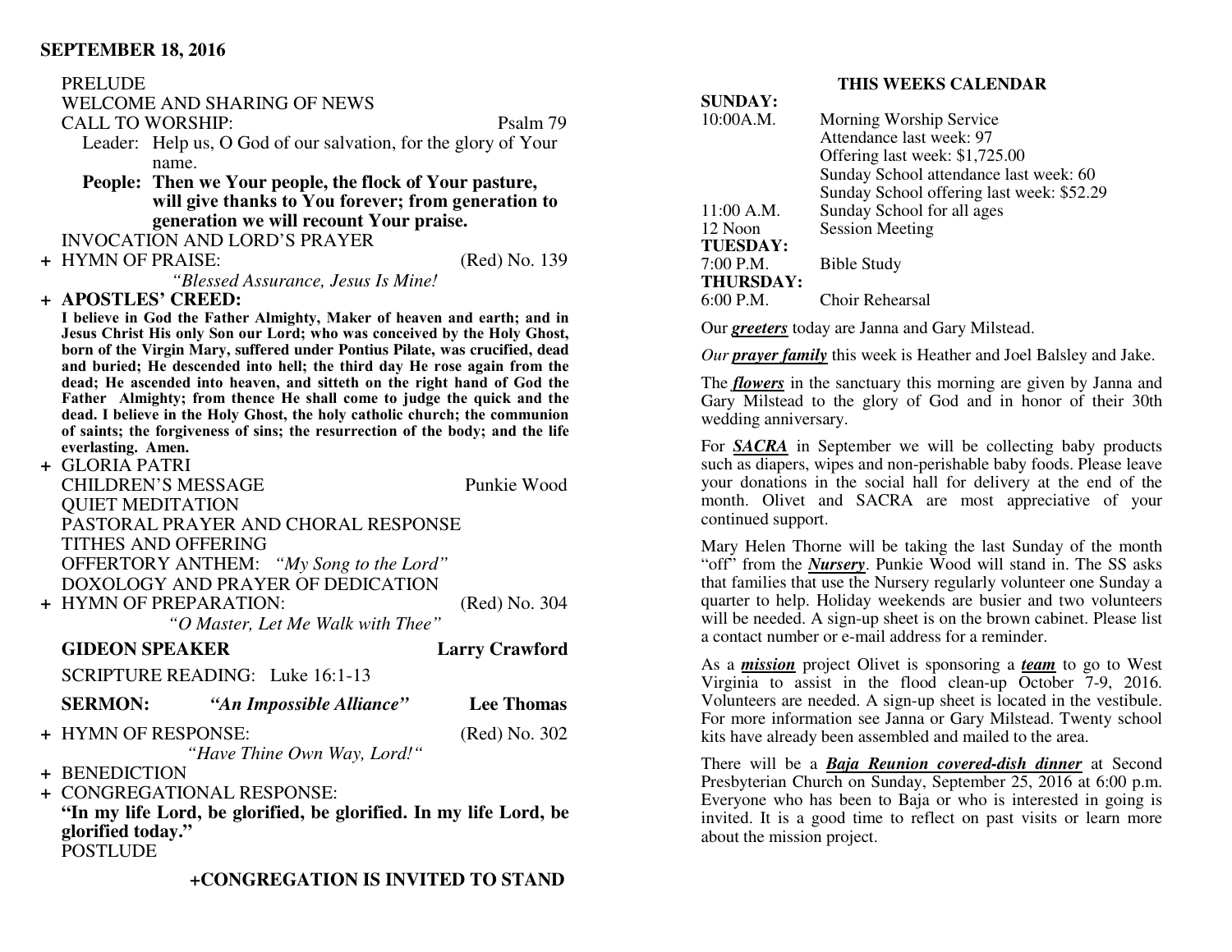**SEPTEMBER 18, 2016**

PRELUDE

WELCOME AND SHARING OF NEWS

CALL TO WORSHIP: Psalm 79

Leader: Help us, O God of our salvation, for the glory of Your name.

**People: Then we Your people, the flock of Your pasture, will give thanks to You forever; from generation to generation we will recount Your praise.**

INVOCATION AND LORD'S PRAYER

\+ HYMN OF PRAISE: (Red) No. 139

*"Blessed Assurance, Jesus Is Mine!*

\+ **APOSTLES' CREED:**

**I believe in God the Father Almighty, Maker of heaven and earth; and in Jesus Christ His only Son our Lord; who was conceived by the Holy Ghost, born of the Virgin Mary, suffered under Pontius Pilate, was crucified, dead and buried; He descended into hell; the third day He rose again from the dead; He ascended into heaven, and sitteth on the right hand of God the Father Almighty; from thence He shall come to judge the quick and the dead. I believe in the Holy Ghost, the holy catholic church; the communion of saints; the forgiveness of sins; the resurrection of the body; and the life everlasting. Amen.**

\+ GLORIA PATRI

CHILDREN'S MESSAGE Punkie Wood

QUIET MEDITATION

PASTORAL PRAYER AND CHORAL RESPONSE

TITHES AND OFFERING

OFFERTORY ANTHEM: *"My Song to the Lord"*

DOXOLOGY AND PRAYER OF DEDICATION

\+ HYMN OF PREPARATION: (Red) No. 304

*"O Master, Let Me Walk with Thee"*

**GIDEON SPEAKER Larry Crawford**

SCRIPTURE READING: Luke 16:1-13

**SERMON:** ***"An Impossible Alliance"*** **Lee Thomas**

\+ HYMN OF RESPONSE: (Red) No. 302

*"Have Thine Own Way, Lord!"*

\+ BENEDICTION

\+ CONGREGATIONAL RESPONSE:

**"In my life Lord, be glorified, be glorified. In my life Lord, be glorified today."**

POSTLUDE

**+CONGREGATION IS INVITED TO STAND**

**THIS WEEKS CALENDAR**

**SUNDAY:**

| | |
|---|---|
| 10:00A.M. | Morning Worship Service |
| | Attendance last week: 97 |
| | Offering last week: $1,725.00 |
| | Sunday School attendance last week: 60 |
| | Sunday School offering last week: $52.29 |
| 11:00 A.M. | Sunday School for all ages |
| 12 Noon | Session Meeting |
| **TUESDAY:** | |
| 7:00 P.M. | Bible Study |
| **THURSDAY:** | |
| 6:00 P.M. | Choir Rehearsal |

Our ***greeters*** today are Janna and Gary Milstead.

*Our* ***prayer family*** this week is Heather and Joel Balsley and Jake.

The ***flowers*** in the sanctuary this morning are given by Janna and Gary Milstead to the glory of God and in honor of their 30th wedding anniversary.

For ***SACRA*** in September we will be collecting baby products such as diapers, wipes and non-perishable baby foods. Please leave your donations in the social hall for delivery at the end of the month. Olivet and SACRA are most appreciative of your continued support.

Mary Helen Thorne will be taking the last Sunday of the month "off" from the ***Nursery***. Punkie Wood will stand in. The SS asks that families that use the Nursery regularly volunteer one Sunday a quarter to help. Holiday weekends are busier and two volunteers will be needed. A sign-up sheet is on the brown cabinet. Please list a contact number or e-mail address for a reminder.

As a ***mission*** project Olivet is sponsoring a ***team*** to go to West Virginia to assist in the flood clean-up October 7-9, 2016. Volunteers are needed. A sign-up sheet is located in the vestibule. For more information see Janna or Gary Milstead. Twenty school kits have already been assembled and mailed to the area.

There will be a ***Baja Reunion covered-dish dinner*** at Second Presbyterian Church on Sunday, September 25, 2016 at 6:00 p.m. Everyone who has been to Baja or who is interested in going is invited. It is a good time to reflect on past visits or learn more about the mission project.